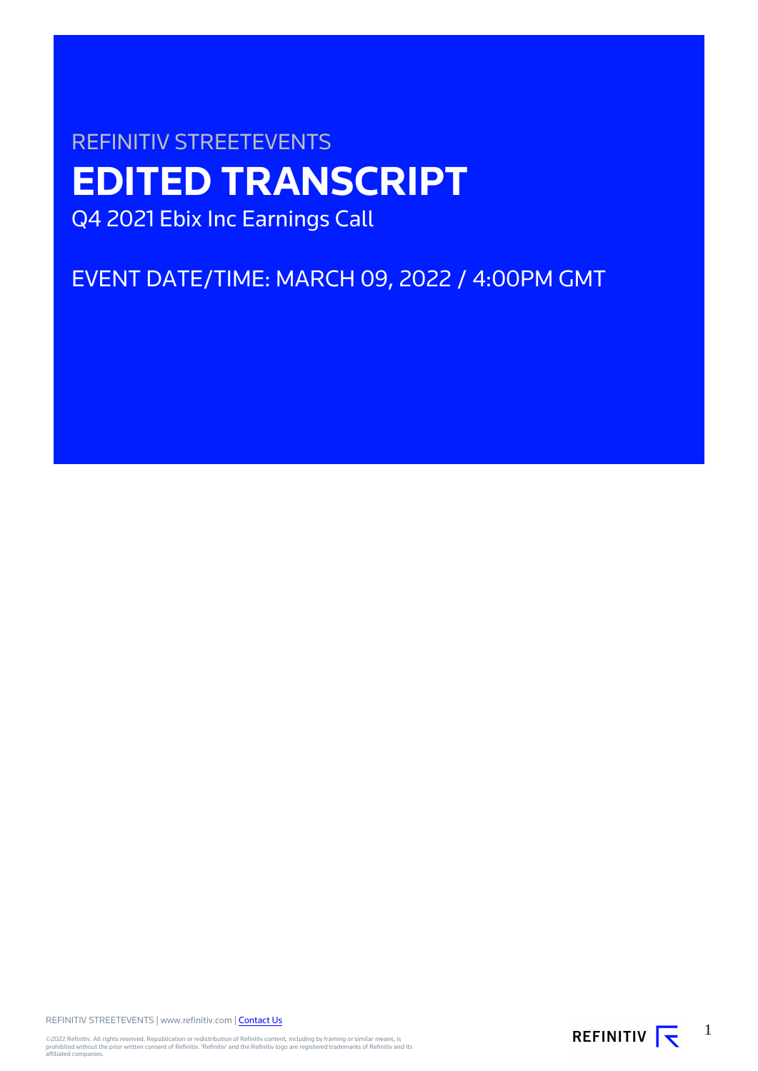REFINITIV STREETEVENTS

# EDITED TRANSCRIPT

Q4 2021 Ebix Inc Earnings Call

EVENT DATE/TIME: MARCH 09, 2022 / 4:00PM GMT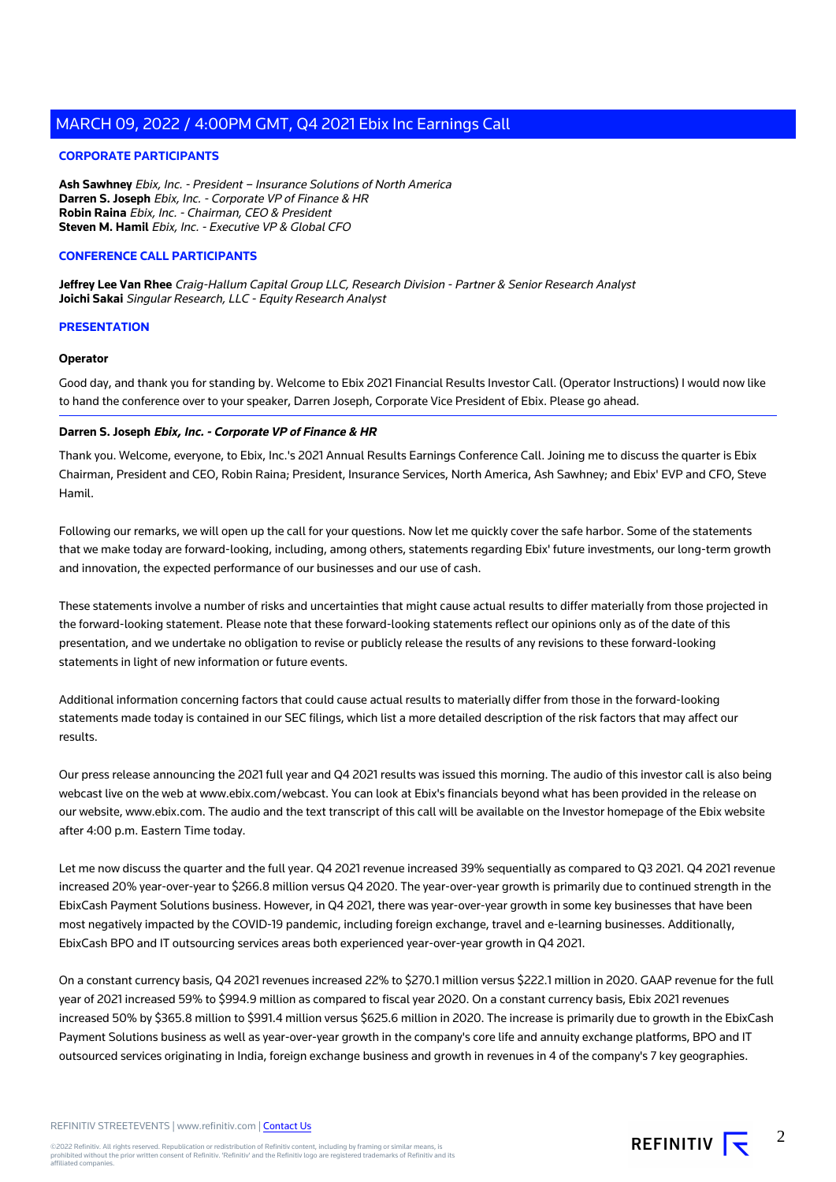## CORPORATE PARTICIPANTS

**Ash Sawhney** *Ebix, Inc. - President – Insurance Solutions of North America*
**Darren S. Joseph** *Ebix, Inc. - Corporate VP of Finance & HR*
**Robin Raina** *Ebix, Inc. - Chairman, CEO & President*
**Steven M. Hamil** *Ebix, Inc. - Executive VP & Global CFO*

## CONFERENCE CALL PARTICIPANTS

**Jeffrey Lee Van Rhee** *Craig-Hallum Capital Group LLC, Research Division - Partner & Senior Research Analyst*
**Joichi Sakai** *Singular Research, LLC - Equity Research Analyst*

## PRESENTATION

**Operator**

Good day, and thank you for standing by. Welcome to Ebix 2021 Financial Results Investor Call. (Operator Instructions) I would now like to hand the conference over to your speaker, Darren Joseph, Corporate Vice President of Ebix. Please go ahead.

---

**Darren S. Joseph** ***Ebix, Inc. - Corporate VP of Finance & HR***

Thank you. Welcome, everyone, to Ebix, Inc.'s 2021 Annual Results Earnings Conference Call. Joining me to discuss the quarter is Ebix Chairman, President and CEO, Robin Raina; President, Insurance Services, North America, Ash Sawhney; and Ebix' EVP and CFO, Steve Hamil.

Following our remarks, we will open up the call for your questions. Now let me quickly cover the safe harbor. Some of the statements that we make today are forward-looking, including, among others, statements regarding Ebix' future investments, our long-term growth and innovation, the expected performance of our businesses and our use of cash.

These statements involve a number of risks and uncertainties that might cause actual results to differ materially from those projected in the forward-looking statement. Please note that these forward-looking statements reflect our opinions only as of the date of this presentation, and we undertake no obligation to revise or publicly release the results of any revisions to these forward-looking statements in light of new information or future events.

Additional information concerning factors that could cause actual results to materially differ from those in the forward-looking statements made today is contained in our SEC filings, which list a more detailed description of the risk factors that may affect our results.

Our press release announcing the 2021 full year and Q4 2021 results was issued this morning. The audio of this investor call is also being webcast live on the web at www.ebix.com/webcast. You can look at Ebix's financials beyond what has been provided in the release on our website, www.ebix.com. The audio and the text transcript of this call will be available on the Investor homepage of the Ebix website after 4:00 p.m. Eastern Time today.

Let me now discuss the quarter and the full year. Q4 2021 revenue increased 39% sequentially as compared to Q3 2021. Q4 2021 revenue increased 20% year-over-year to $266.8 million versus Q4 2020. The year-over-year growth is primarily due to continued strength in the EbixCash Payment Solutions business. However, in Q4 2021, there was year-over-year growth in some key businesses that have been most negatively impacted by the COVID-19 pandemic, including foreign exchange, travel and e-learning businesses. Additionally, EbixCash BPO and IT outsourcing services areas both experienced year-over-year growth in Q4 2021.

On a constant currency basis, Q4 2021 revenues increased 22% to $270.1 million versus $222.1 million in 2020. GAAP revenue for the full year of 2021 increased 59% to $994.9 million as compared to fiscal year 2020. On a constant currency basis, Ebix 2021 revenues increased 50% by $365.8 million to $991.4 million versus $625.6 million in 2020. The increase is primarily due to growth in the EbixCash Payment Solutions business as well as year-over-year growth in the company's core life and annuity exchange platforms, BPO and IT outsourced services originating in India, foreign exchange business and growth in revenues in 4 of the company's 7 key geographies.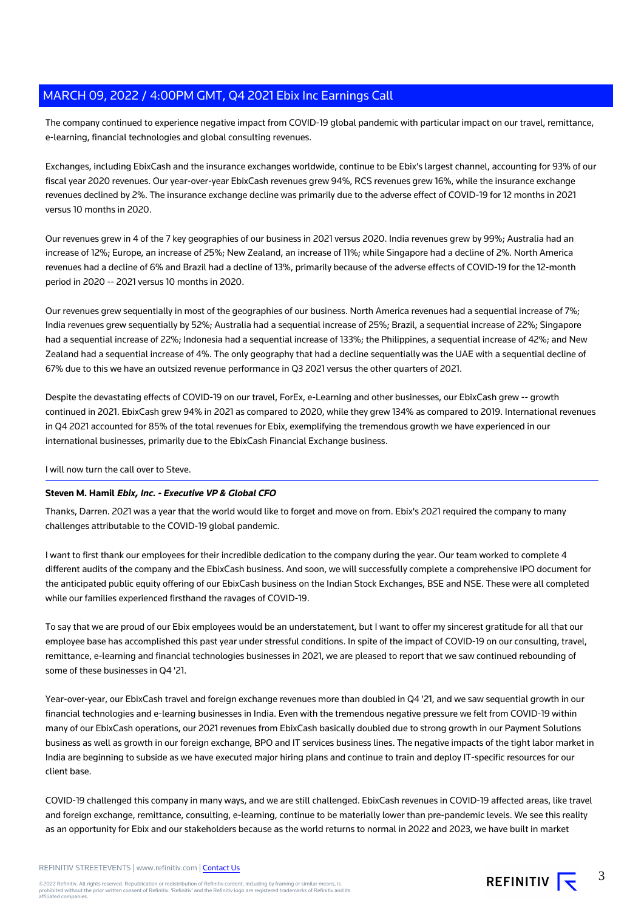The company continued to experience negative impact from COVID-19 global pandemic with particular impact on our travel, remittance, e-learning, financial technologies and global consulting revenues.

Exchanges, including EbixCash and the insurance exchanges worldwide, continue to be Ebix's largest channel, accounting for 93% of our fiscal year 2020 revenues. Our year-over-year EbixCash revenues grew 94%, RCS revenues grew 16%, while the insurance exchange revenues declined by 2%. The insurance exchange decline was primarily due to the adverse effect of COVID-19 for 12 months in 2021 versus 10 months in 2020.

Our revenues grew in 4 of the 7 key geographies of our business in 2021 versus 2020. India revenues grew by 99%; Australia had an increase of 12%; Europe, an increase of 25%; New Zealand, an increase of 11%; while Singapore had a decline of 2%. North America revenues had a decline of 6% and Brazil had a decline of 13%, primarily because of the adverse effects of COVID-19 for the 12-month period in 2020 -- 2021 versus 10 months in 2020.

Our revenues grew sequentially in most of the geographies of our business. North America revenues had a sequential increase of 7%; India revenues grew sequentially by 52%; Australia had a sequential increase of 25%; Brazil, a sequential increase of 22%; Singapore had a sequential increase of 22%; Indonesia had a sequential increase of 133%; the Philippines, a sequential increase of 42%; and New Zealand had a sequential increase of 4%. The only geography that had a decline sequentially was the UAE with a sequential decline of 67% due to this we have an outsized revenue performance in Q3 2021 versus the other quarters of 2021.

Despite the devastating effects of COVID-19 on our travel, ForEx, e-Learning and other businesses, our EbixCash grew -- growth continued in 2021. EbixCash grew 94% in 2021 as compared to 2020, while they grew 134% as compared to 2019. International revenues in Q4 2021 accounted for 85% of the total revenues for Ebix, exemplifying the tremendous growth we have experienced in our international businesses, primarily due to the EbixCash Financial Exchange business.

I will now turn the call over to Steve.

---

**Steven M. Hamil** ***Ebix, Inc. - Executive VP & Global CFO***

Thanks, Darren. 2021 was a year that the world would like to forget and move on from. Ebix's 2021 required the company to many challenges attributable to the COVID-19 global pandemic.

I want to first thank our employees for their incredible dedication to the company during the year. Our team worked to complete 4 different audits of the company and the EbixCash business. And soon, we will successfully complete a comprehensive IPO document for the anticipated public equity offering of our EbixCash business on the Indian Stock Exchanges, BSE and NSE. These were all completed while our families experienced firsthand the ravages of COVID-19.

To say that we are proud of our Ebix employees would be an understatement, but I want to offer my sincerest gratitude for all that our employee base has accomplished this past year under stressful conditions. In spite of the impact of COVID-19 on our consulting, travel, remittance, e-learning and financial technologies businesses in 2021, we are pleased to report that we saw continued rebounding of some of these businesses in Q4 '21.

Year-over-year, our EbixCash travel and foreign exchange revenues more than doubled in Q4 '21, and we saw sequential growth in our financial technologies and e-learning businesses in India. Even with the tremendous negative pressure we felt from COVID-19 within many of our EbixCash operations, our 2021 revenues from EbixCash basically doubled due to strong growth in our Payment Solutions business as well as growth in our foreign exchange, BPO and IT services business lines. The negative impacts of the tight labor market in India are beginning to subside as we have executed major hiring plans and continue to train and deploy IT-specific resources for our client base.

COVID-19 challenged this company in many ways, and we are still challenged. EbixCash revenues in COVID-19 affected areas, like travel and foreign exchange, remittance, consulting, e-learning, continue to be materially lower than pre-pandemic levels. We see this reality as an opportunity for Ebix and our stakeholders because as the world returns to normal in 2022 and 2023, we have built in market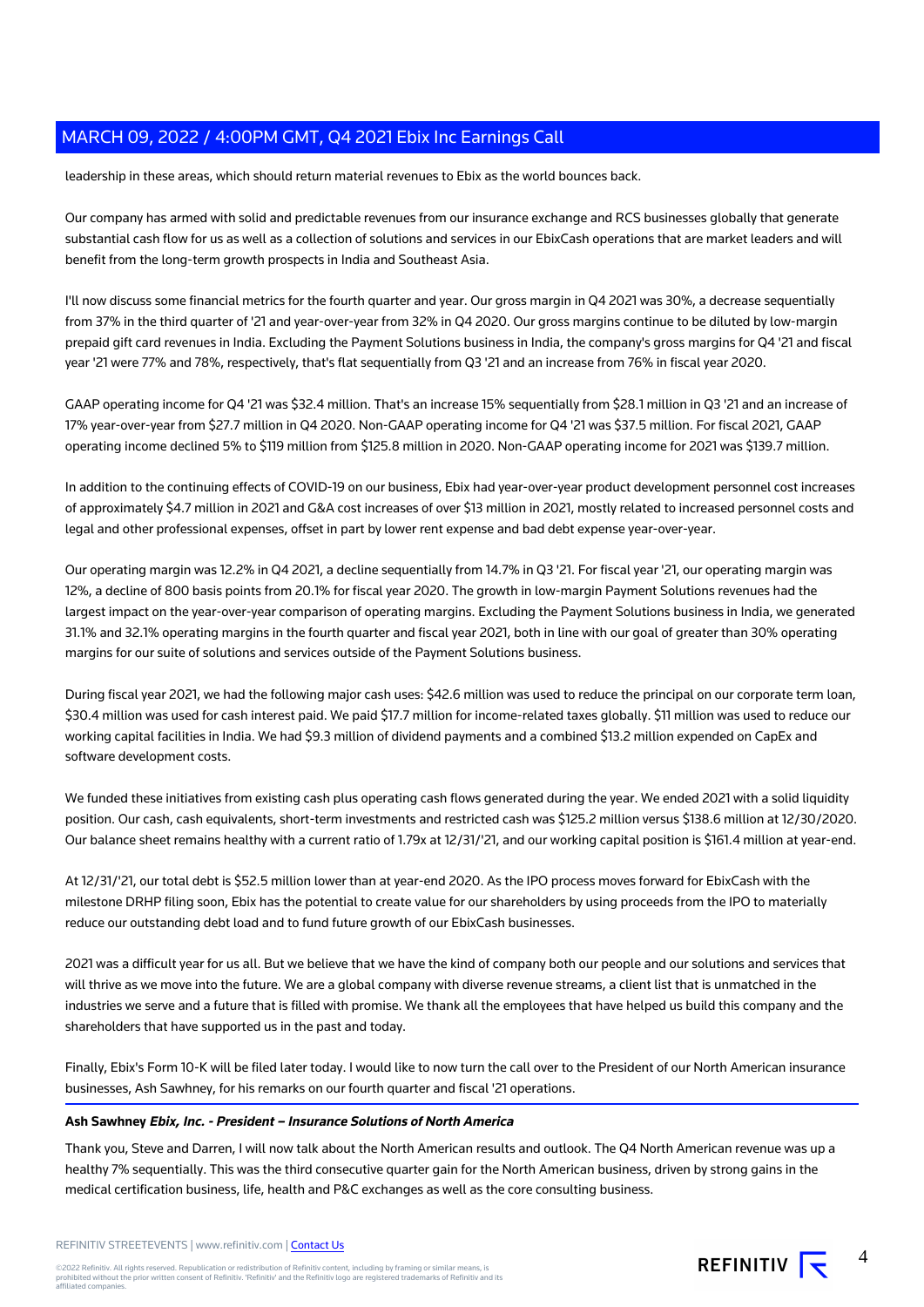leadership in these areas, which should return material revenues to Ebix as the world bounces back.

Our company has armed with solid and predictable revenues from our insurance exchange and RCS businesses globally that generate substantial cash flow for us as well as a collection of solutions and services in our EbixCash operations that are market leaders and will benefit from the long-term growth prospects in India and Southeast Asia.

I'll now discuss some financial metrics for the fourth quarter and year. Our gross margin in Q4 2021 was 30%, a decrease sequentially from 37% in the third quarter of '21 and year-over-year from 32% in Q4 2020. Our gross margins continue to be diluted by low-margin prepaid gift card revenues in India. Excluding the Payment Solutions business in India, the company's gross margins for Q4 '21 and fiscal year '21 were 77% and 78%, respectively, that's flat sequentially from Q3 '21 and an increase from 76% in fiscal year 2020.

GAAP operating income for Q4 '21 was $32.4 million. That's an increase 15% sequentially from $28.1 million in Q3 '21 and an increase of 17% year-over-year from $27.7 million in Q4 2020. Non-GAAP operating income for Q4 '21 was $37.5 million. For fiscal 2021, GAAP operating income declined 5% to $119 million from $125.8 million in 2020. Non-GAAP operating income for 2021 was $139.7 million.

In addition to the continuing effects of COVID-19 on our business, Ebix had year-over-year product development personnel cost increases of approximately $4.7 million in 2021 and G&A cost increases of over $13 million in 2021, mostly related to increased personnel costs and legal and other professional expenses, offset in part by lower rent expense and bad debt expense year-over-year.

Our operating margin was 12.2% in Q4 2021, a decline sequentially from 14.7% in Q3 '21. For fiscal year '21, our operating margin was 12%, a decline of 800 basis points from 20.1% for fiscal year 2020. The growth in low-margin Payment Solutions revenues had the largest impact on the year-over-year comparison of operating margins. Excluding the Payment Solutions business in India, we generated 31.1% and 32.1% operating margins in the fourth quarter and fiscal year 2021, both in line with our goal of greater than 30% operating margins for our suite of solutions and services outside of the Payment Solutions business.

During fiscal year 2021, we had the following major cash uses: $42.6 million was used to reduce the principal on our corporate term loan, $30.4 million was used for cash interest paid. We paid $17.7 million for income-related taxes globally. $11 million was used to reduce our working capital facilities in India. We had $9.3 million of dividend payments and a combined $13.2 million expended on CapEx and software development costs.

We funded these initiatives from existing cash plus operating cash flows generated during the year. We ended 2021 with a solid liquidity position. Our cash, cash equivalents, short-term investments and restricted cash was $125.2 million versus $138.6 million at 12/30/2020. Our balance sheet remains healthy with a current ratio of 1.79x at 12/31/'21, and our working capital position is $161.4 million at year-end.

At 12/31/'21, our total debt is $52.5 million lower than at year-end 2020. As the IPO process moves forward for EbixCash with the milestone DRHP filing soon, Ebix has the potential to create value for our shareholders by using proceeds from the IPO to materially reduce our outstanding debt load and to fund future growth of our EbixCash businesses.

2021 was a difficult year for us all. But we believe that we have the kind of company both our people and our solutions and services that will thrive as we move into the future. We are a global company with diverse revenue streams, a client list that is unmatched in the industries we serve and a future that is filled with promise. We thank all the employees that have helped us build this company and the shareholders that have supported us in the past and today.

Finally, Ebix's Form 10-K will be filed later today. I would like to now turn the call over to the President of our North American insurance businesses, Ash Sawhney, for his remarks on our fourth quarter and fiscal '21 operations.

**Ash Sawhney** ***Ebix, Inc. - President – Insurance Solutions of North America***

Thank you, Steve and Darren, I will now talk about the North American results and outlook. The Q4 North American revenue was up a healthy 7% sequentially. This was the third consecutive quarter gain for the North American business, driven by strong gains in the medical certification business, life, health and P&C exchanges as well as the core consulting business.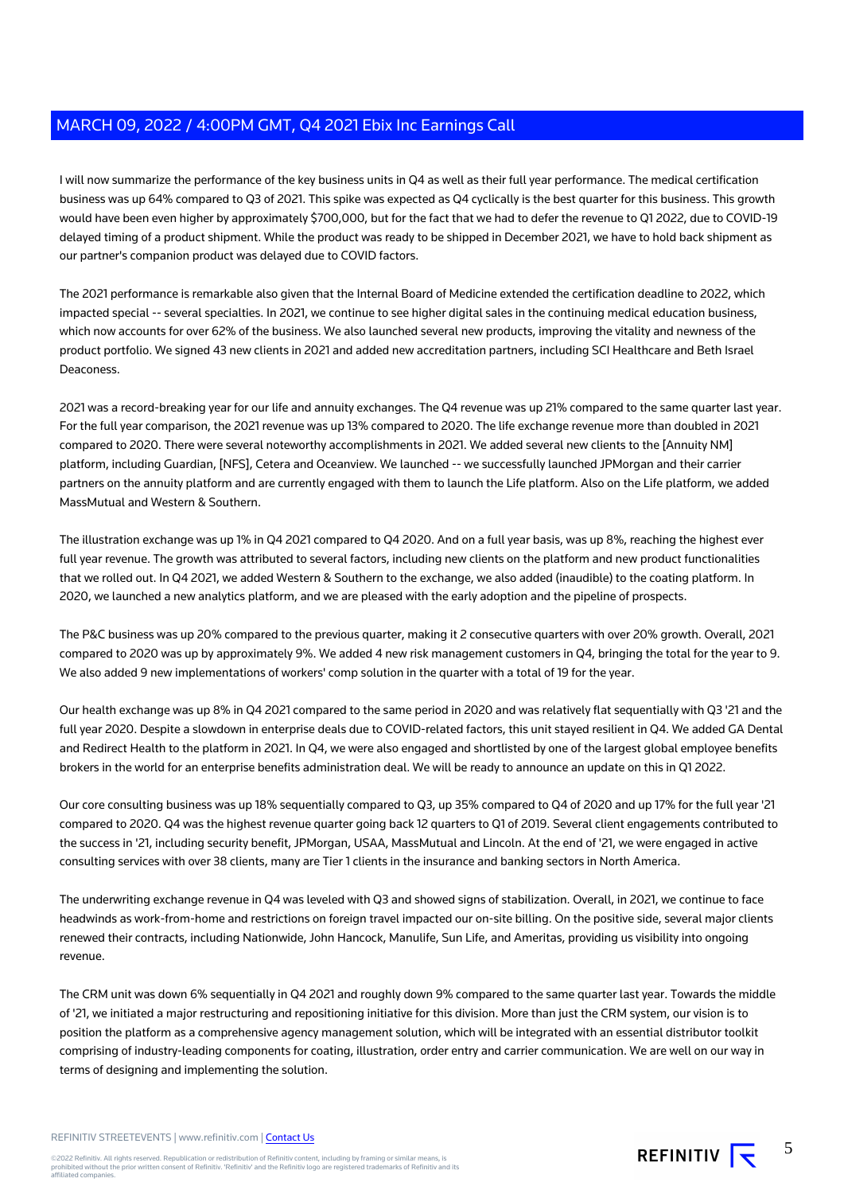I will now summarize the performance of the key business units in Q4 as well as their full year performance. The medical certification business was up 64% compared to Q3 of 2021. This spike was expected as Q4 cyclically is the best quarter for this business. This growth would have been even higher by approximately $700,000, but for the fact that we had to defer the revenue to Q1 2022, due to COVID-19 delayed timing of a product shipment. While the product was ready to be shipped in December 2021, we have to hold back shipment as our partner's companion product was delayed due to COVID factors.

The 2021 performance is remarkable also given that the Internal Board of Medicine extended the certification deadline to 2022, which impacted special -- several specialties. In 2021, we continue to see higher digital sales in the continuing medical education business, which now accounts for over 62% of the business. We also launched several new products, improving the vitality and newness of the product portfolio. We signed 43 new clients in 2021 and added new accreditation partners, including SCI Healthcare and Beth Israel Deaconess.

2021 was a record-breaking year for our life and annuity exchanges. The Q4 revenue was up 21% compared to the same quarter last year. For the full year comparison, the 2021 revenue was up 13% compared to 2020. The life exchange revenue more than doubled in 2021 compared to 2020. There were several noteworthy accomplishments in 2021. We added several new clients to the [Annuity NM] platform, including Guardian, [NFS], Cetera and Oceanview. We launched -- we successfully launched JPMorgan and their carrier partners on the annuity platform and are currently engaged with them to launch the Life platform. Also on the Life platform, we added MassMutual and Western & Southern.

The illustration exchange was up 1% in Q4 2021 compared to Q4 2020. And on a full year basis, was up 8%, reaching the highest ever full year revenue. The growth was attributed to several factors, including new clients on the platform and new product functionalities that we rolled out. In Q4 2021, we added Western & Southern to the exchange, we also added (inaudible) to the coating platform. In 2020, we launched a new analytics platform, and we are pleased with the early adoption and the pipeline of prospects.

The P&C business was up 20% compared to the previous quarter, making it 2 consecutive quarters with over 20% growth. Overall, 2021 compared to 2020 was up by approximately 9%. We added 4 new risk management customers in Q4, bringing the total for the year to 9. We also added 9 new implementations of workers' comp solution in the quarter with a total of 19 for the year.

Our health exchange was up 8% in Q4 2021 compared to the same period in 2020 and was relatively flat sequentially with Q3 '21 and the full year 2020. Despite a slowdown in enterprise deals due to COVID-related factors, this unit stayed resilient in Q4. We added GA Dental and Redirect Health to the platform in 2021. In Q4, we were also engaged and shortlisted by one of the largest global employee benefits brokers in the world for an enterprise benefits administration deal. We will be ready to announce an update on this in Q1 2022.

Our core consulting business was up 18% sequentially compared to Q3, up 35% compared to Q4 of 2020 and up 17% for the full year '21 compared to 2020. Q4 was the highest revenue quarter going back 12 quarters to Q1 of 2019. Several client engagements contributed to the success in '21, including security benefit, JPMorgan, USAA, MassMutual and Lincoln. At the end of '21, we were engaged in active consulting services with over 38 clients, many are Tier 1 clients in the insurance and banking sectors in North America.

The underwriting exchange revenue in Q4 was leveled with Q3 and showed signs of stabilization. Overall, in 2021, we continue to face headwinds as work-from-home and restrictions on foreign travel impacted our on-site billing. On the positive side, several major clients renewed their contracts, including Nationwide, John Hancock, Manulife, Sun Life, and Ameritas, providing us visibility into ongoing revenue.

The CRM unit was down 6% sequentially in Q4 2021 and roughly down 9% compared to the same quarter last year. Towards the middle of '21, we initiated a major restructuring and repositioning initiative for this division. More than just the CRM system, our vision is to position the platform as a comprehensive agency management solution, which will be integrated with an essential distributor toolkit comprising of industry-leading components for coating, illustration, order entry and carrier communication. We are well on our way in terms of designing and implementing the solution.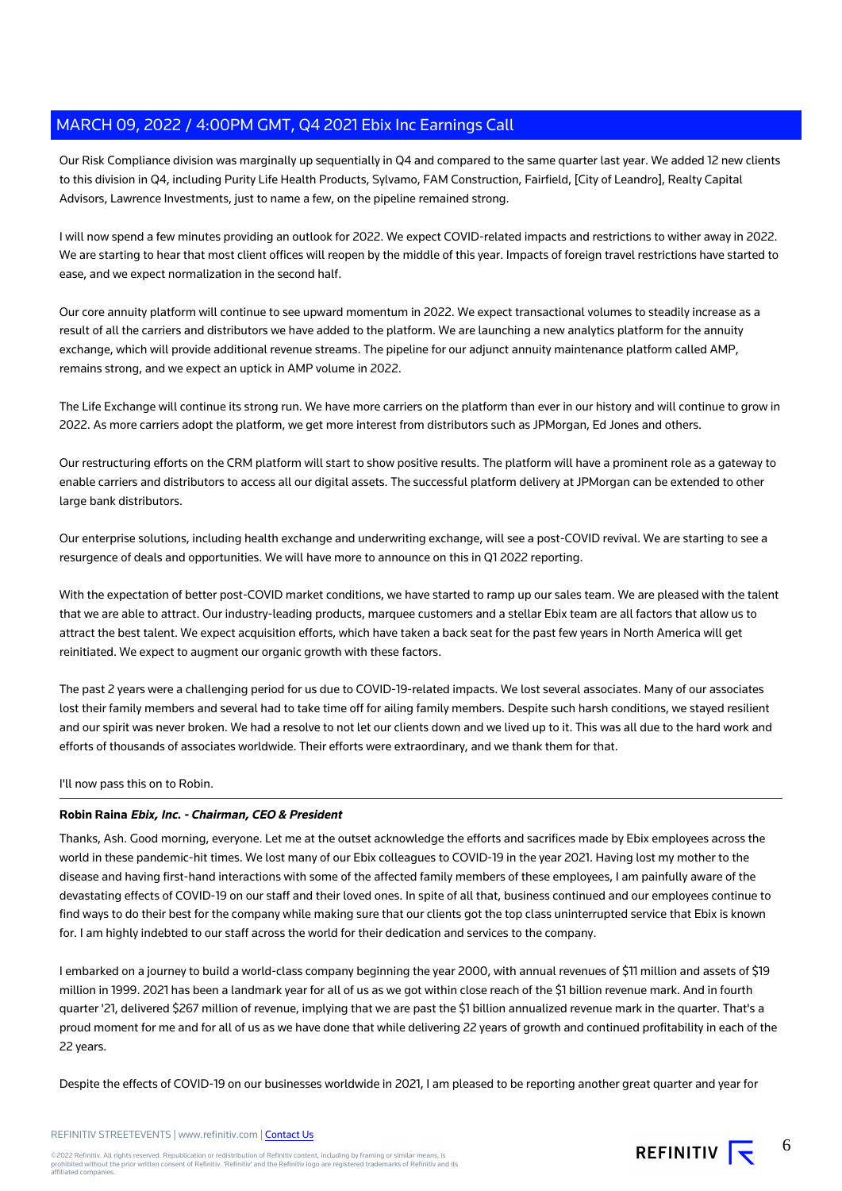Our Risk Compliance division was marginally up sequentially in Q4 and compared to the same quarter last year. We added 12 new clients to this division in Q4, including Purity Life Health Products, Sylvamo, FAM Construction, Fairfield, [City of Leandro], Realty Capital Advisors, Lawrence Investments, just to name a few, on the pipeline remained strong.

I will now spend a few minutes providing an outlook for 2022. We expect COVID-related impacts and restrictions to wither away in 2022. We are starting to hear that most client offices will reopen by the middle of this year. Impacts of foreign travel restrictions have started to ease, and we expect normalization in the second half.

Our core annuity platform will continue to see upward momentum in 2022. We expect transactional volumes to steadily increase as a result of all the carriers and distributors we have added to the platform. We are launching a new analytics platform for the annuity exchange, which will provide additional revenue streams. The pipeline for our adjunct annuity maintenance platform called AMP, remains strong, and we expect an uptick in AMP volume in 2022.

The Life Exchange will continue its strong run. We have more carriers on the platform than ever in our history and will continue to grow in 2022. As more carriers adopt the platform, we get more interest from distributors such as JPMorgan, Ed Jones and others.

Our restructuring efforts on the CRM platform will start to show positive results. The platform will have a prominent role as a gateway to enable carriers and distributors to access all our digital assets. The successful platform delivery at JPMorgan can be extended to other large bank distributors.

Our enterprise solutions, including health exchange and underwriting exchange, will see a post-COVID revival. We are starting to see a resurgence of deals and opportunities. We will have more to announce on this in Q1 2022 reporting.

With the expectation of better post-COVID market conditions, we have started to ramp up our sales team. We are pleased with the talent that we are able to attract. Our industry-leading products, marquee customers and a stellar Ebix team are all factors that allow us to attract the best talent. We expect acquisition efforts, which have taken a back seat for the past few years in North America will get reinitiated. We expect to augment our organic growth with these factors.

The past 2 years were a challenging period for us due to COVID-19-related impacts. We lost several associates. Many of our associates lost their family members and several had to take time off for ailing family members. Despite such harsh conditions, we stayed resilient and our spirit was never broken. We had a resolve to not let our clients down and we lived up to it. This was all due to the hard work and efforts of thousands of associates worldwide. Their efforts were extraordinary, and we thank them for that.

I'll now pass this on to Robin.

---

**Robin Raina** ***Ebix, Inc. - Chairman, CEO & President***

Thanks, Ash. Good morning, everyone. Let me at the outset acknowledge the efforts and sacrifices made by Ebix employees across the world in these pandemic-hit times. We lost many of our Ebix colleagues to COVID-19 in the year 2021. Having lost my mother to the disease and having first-hand interactions with some of the affected family members of these employees, I am painfully aware of the devastating effects of COVID-19 on our staff and their loved ones. In spite of all that, business continued and our employees continue to find ways to do their best for the company while making sure that our clients got the top class uninterrupted service that Ebix is known for. I am highly indebted to our staff across the world for their dedication and services to the company.

I embarked on a journey to build a world-class company beginning the year 2000, with annual revenues of $11 million and assets of $19 million in 1999. 2021 has been a landmark year for all of us as we got within close reach of the $1 billion revenue mark. And in fourth quarter '21, delivered $267 million of revenue, implying that we are past the $1 billion annualized revenue mark in the quarter. That's a proud moment for me and for all of us as we have done that while delivering 22 years of growth and continued profitability in each of the 22 years.

Despite the effects of COVID-19 on our businesses worldwide in 2021, I am pleased to be reporting another great quarter and year for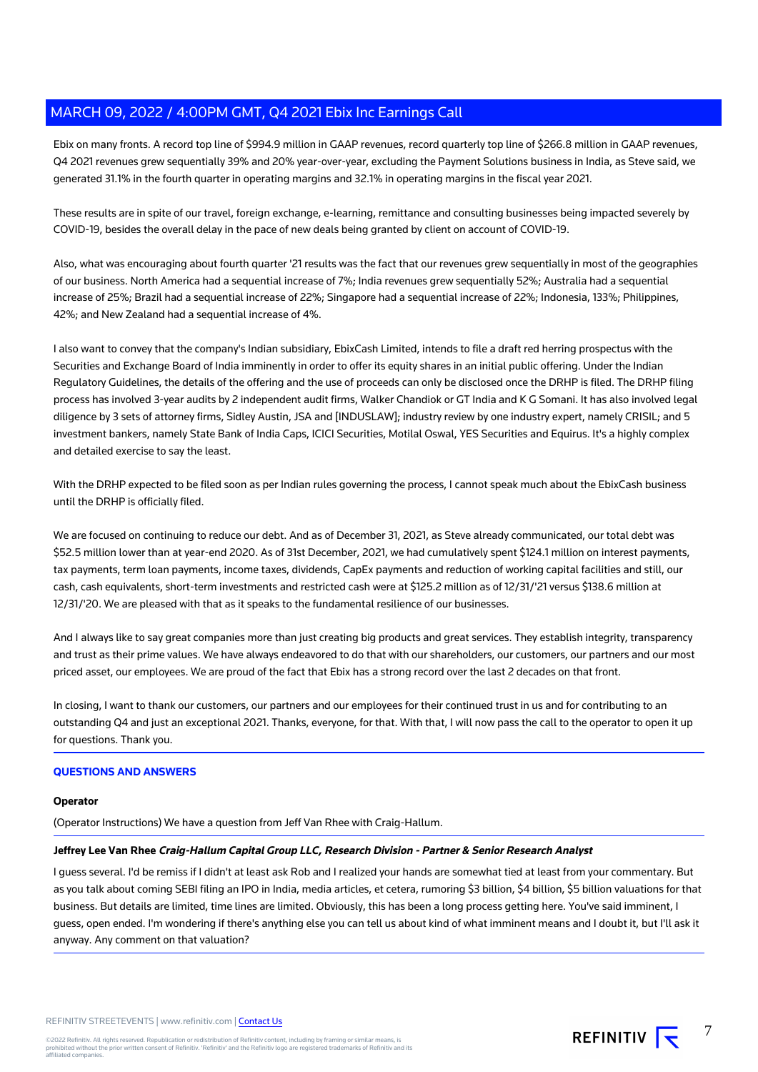Ebix on many fronts. A record top line of $994.9 million in GAAP revenues, record quarterly top line of $266.8 million in GAAP revenues, Q4 2021 revenues grew sequentially 39% and 20% year-over-year, excluding the Payment Solutions business in India, as Steve said, we generated 31.1% in the fourth quarter in operating margins and 32.1% in operating margins in the fiscal year 2021.

These results are in spite of our travel, foreign exchange, e-learning, remittance and consulting businesses being impacted severely by COVID-19, besides the overall delay in the pace of new deals being granted by client on account of COVID-19.

Also, what was encouraging about fourth quarter '21 results was the fact that our revenues grew sequentially in most of the geographies of our business. North America had a sequential increase of 7%; India revenues grew sequentially 52%; Australia had a sequential increase of 25%; Brazil had a sequential increase of 22%; Singapore had a sequential increase of 22%; Indonesia, 133%; Philippines, 42%; and New Zealand had a sequential increase of 4%.

I also want to convey that the company's Indian subsidiary, EbixCash Limited, intends to file a draft red herring prospectus with the Securities and Exchange Board of India imminently in order to offer its equity shares in an initial public offering. Under the Indian Regulatory Guidelines, the details of the offering and the use of proceeds can only be disclosed once the DRHP is filed. The DRHP filing process has involved 3-year audits by 2 independent audit firms, Walker Chandiok or GT India and K G Somani. It has also involved legal diligence by 3 sets of attorney firms, Sidley Austin, JSA and [INDUSLAW]; industry review by one industry expert, namely CRISIL; and 5 investment bankers, namely State Bank of India Caps, ICICI Securities, Motilal Oswal, YES Securities and Equirus. It's a highly complex and detailed exercise to say the least.

With the DRHP expected to be filed soon as per Indian rules governing the process, I cannot speak much about the EbixCash business until the DRHP is officially filed.

We are focused on continuing to reduce our debt. And as of December 31, 2021, as Steve already communicated, our total debt was $52.5 million lower than at year-end 2020. As of 31st December, 2021, we had cumulatively spent $124.1 million on interest payments, tax payments, term loan payments, income taxes, dividends, CapEx payments and reduction of working capital facilities and still, our cash, cash equivalents, short-term investments and restricted cash were at $125.2 million as of 12/31/'21 versus $138.6 million at 12/31/'20. We are pleased with that as it speaks to the fundamental resilience of our businesses.

And I always like to say great companies more than just creating big products and great services. They establish integrity, transparency and trust as their prime values. We have always endeavored to do that with our shareholders, our customers, our partners and our most priced asset, our employees. We are proud of the fact that Ebix has a strong record over the last 2 decades on that front.

In closing, I want to thank our customers, our partners and our employees for their continued trust in us and for contributing to an outstanding Q4 and just an exceptional 2021. Thanks, everyone, for that. With that, I will now pass the call to the operator to open it up for questions. Thank you.

## QUESTIONS AND ANSWERS

**Operator**

(Operator Instructions) We have a question from Jeff Van Rhee with Craig-Hallum.

**Jeffrey Lee Van Rhee** ***Craig-Hallum Capital Group LLC, Research Division - Partner & Senior Research Analyst***

I guess several. I'd be remiss if I didn't at least ask Rob and I realized your hands are somewhat tied at least from your commentary. But as you talk about coming SEBI filing an IPO in India, media articles, et cetera, rumoring $3 billion, $4 billion, $5 billion valuations for that business. But details are limited, time lines are limited. Obviously, this has been a long process getting here. You've said imminent, I guess, open ended. I'm wondering if there's anything else you can tell us about kind of what imminent means and I doubt it, but I'll ask it anyway. Any comment on that valuation?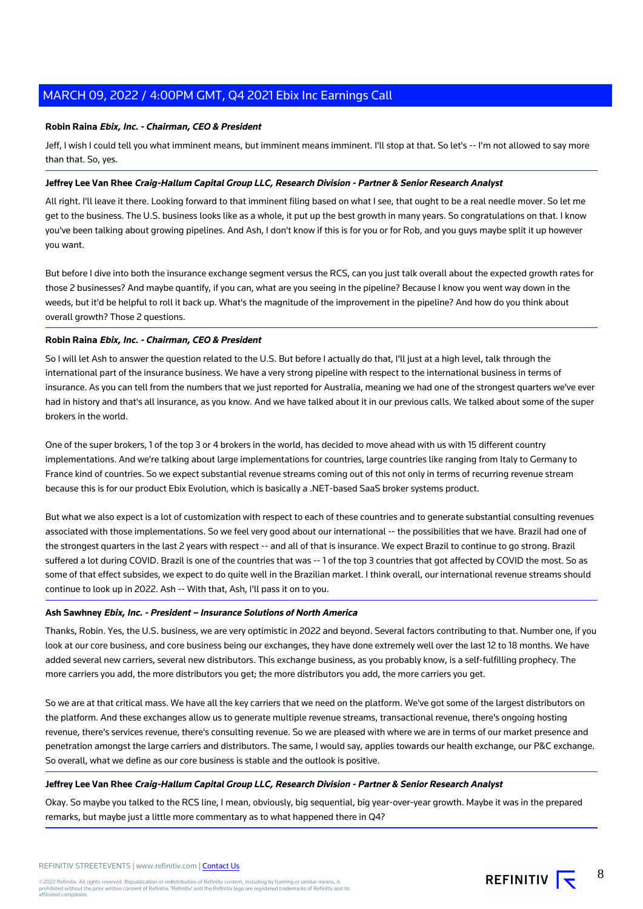**Robin Raina** ***Ebix, Inc. - Chairman, CEO & President***

Jeff, I wish I could tell you what imminent means, but imminent means imminent. I'll stop at that. So let's -- I'm not allowed to say more than that. So, yes.

**Jeffrey Lee Van Rhee** ***Craig-Hallum Capital Group LLC, Research Division - Partner & Senior Research Analyst***

All right. I'll leave it there. Looking forward to that imminent filing based on what I see, that ought to be a real needle mover. So let me get to the business. The U.S. business looks like as a whole, it put up the best growth in many years. So congratulations on that. I know you've been talking about growing pipelines. And Ash, I don't know if this is for you or for Rob, and you guys maybe split it up however you want.

But before I dive into both the insurance exchange segment versus the RCS, can you just talk overall about the expected growth rates for those 2 businesses? And maybe quantify, if you can, what are you seeing in the pipeline? Because I know you went way down in the weeds, but it'd be helpful to roll it back up. What's the magnitude of the improvement in the pipeline? And how do you think about overall growth? Those 2 questions.

**Robin Raina** ***Ebix, Inc. - Chairman, CEO & President***

So I will let Ash to answer the question related to the U.S. But before I actually do that, I'll just at a high level, talk through the international part of the insurance business. We have a very strong pipeline with respect to the international business in terms of insurance. As you can tell from the numbers that we just reported for Australia, meaning we had one of the strongest quarters we've ever had in history and that's all insurance, as you know. And we have talked about it in our previous calls. We talked about some of the super brokers in the world.

One of the super brokers, 1 of the top 3 or 4 brokers in the world, has decided to move ahead with us with 15 different country implementations. And we're talking about large implementations for countries, large countries like ranging from Italy to Germany to France kind of countries. So we expect substantial revenue streams coming out of this not only in terms of recurring revenue stream because this is for our product Ebix Evolution, which is basically a .NET-based SaaS broker systems product.

But what we also expect is a lot of customization with respect to each of these countries and to generate substantial consulting revenues associated with those implementations. So we feel very good about our international -- the possibilities that we have. Brazil had one of the strongest quarters in the last 2 years with respect -- and all of that is insurance. We expect Brazil to continue to go strong. Brazil suffered a lot during COVID. Brazil is one of the countries that was -- 1 of the top 3 countries that got affected by COVID the most. So as some of that effect subsides, we expect to do quite well in the Brazilian market. I think overall, our international revenue streams should continue to look up in 2022. Ash -- With that, Ash, I'll pass it on to you.

**Ash Sawhney** ***Ebix, Inc. - President – Insurance Solutions of North America***

Thanks, Robin. Yes, the U.S. business, we are very optimistic in 2022 and beyond. Several factors contributing to that. Number one, if you look at our core business, and core business being our exchanges, they have done extremely well over the last 12 to 18 months. We have added several new carriers, several new distributors. This exchange business, as you probably know, is a self-fulfilling prophecy. The more carriers you add, the more distributors you get; the more distributors you add, the more carriers you get.

So we are at that critical mass. We have all the key carriers that we need on the platform. We've got some of the largest distributors on the platform. And these exchanges allow us to generate multiple revenue streams, transactional revenue, there's ongoing hosting revenue, there's services revenue, there's consulting revenue. So we are pleased with where we are in terms of our market presence and penetration amongst the large carriers and distributors. The same, I would say, applies towards our health exchange, our P&C exchange. So overall, what we define as our core business is stable and the outlook is positive.

**Jeffrey Lee Van Rhee** ***Craig-Hallum Capital Group LLC, Research Division - Partner & Senior Research Analyst***

Okay. So maybe you talked to the RCS line, I mean, obviously, big sequential, big year-over-year growth. Maybe it was in the prepared remarks, but maybe just a little more commentary as to what happened there in Q4?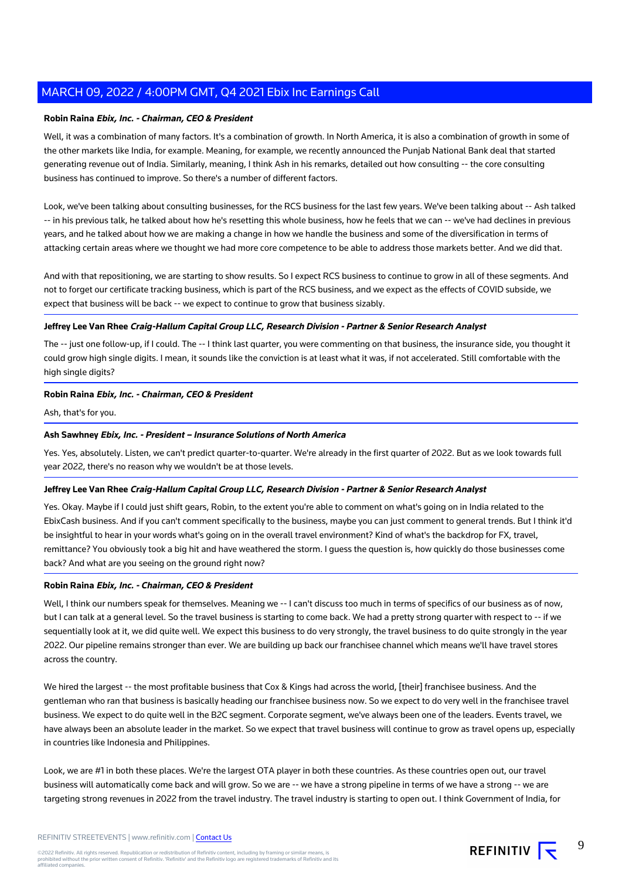**Robin Raina** ***Ebix, Inc. - Chairman, CEO & President***

Well, it was a combination of many factors. It's a combination of growth. In North America, it is also a combination of growth in some of the other markets like India, for example. Meaning, for example, we recently announced the Punjab National Bank deal that started generating revenue out of India. Similarly, meaning, I think Ash in his remarks, detailed out how consulting -- the core consulting business has continued to improve. So there's a number of different factors.

Look, we've been talking about consulting businesses, for the RCS business for the last few years. We've been talking about -- Ash talked -- in his previous talk, he talked about how he's resetting this whole business, how he feels that we can -- we've had declines in previous years, and he talked about how we are making a change in how we handle the business and some of the diversification in terms of attacking certain areas where we thought we had more core competence to be able to address those markets better. And we did that.

And with that repositioning, we are starting to show results. So I expect RCS business to continue to grow in all of these segments. And not to forget our certificate tracking business, which is part of the RCS business, and we expect as the effects of COVID subside, we expect that business will be back -- we expect to continue to grow that business sizably.

---

**Jeffrey Lee Van Rhee** ***Craig-Hallum Capital Group LLC, Research Division - Partner & Senior Research Analyst***

The -- just one follow-up, if I could. The -- I think last quarter, you were commenting on that business, the insurance side, you thought it could grow high single digits. I mean, it sounds like the conviction is at least what it was, if not accelerated. Still comfortable with the high single digits?

---

**Robin Raina** ***Ebix, Inc. - Chairman, CEO & President***

Ash, that's for you.

---

**Ash Sawhney** ***Ebix, Inc. - President – Insurance Solutions of North America***

Yes. Yes, absolutely. Listen, we can't predict quarter-to-quarter. We're already in the first quarter of 2022. But as we look towards full year 2022, there's no reason why we wouldn't be at those levels.

---

**Jeffrey Lee Van Rhee** ***Craig-Hallum Capital Group LLC, Research Division - Partner & Senior Research Analyst***

Yes. Okay. Maybe if I could just shift gears, Robin, to the extent you're able to comment on what's going on in India related to the EbixCash business. And if you can't comment specifically to the business, maybe you can just comment to general trends. But I think it'd be insightful to hear in your words what's going on in the overall travel environment? Kind of what's the backdrop for FX, travel, remittance? You obviously took a big hit and have weathered the storm. I guess the question is, how quickly do those businesses come back? And what are you seeing on the ground right now?

---

**Robin Raina** ***Ebix, Inc. - Chairman, CEO & President***

Well, I think our numbers speak for themselves. Meaning we -- I can't discuss too much in terms of specifics of our business as of now, but I can talk at a general level. So the travel business is starting to come back. We had a pretty strong quarter with respect to -- if we sequentially look at it, we did quite well. We expect this business to do very strongly, the travel business to do quite strongly in the year 2022. Our pipeline remains stronger than ever. We are building up back our franchisee channel which means we'll have travel stores across the country.

We hired the largest -- the most profitable business that Cox & Kings had across the world, [their] franchisee business. And the gentleman who ran that business is basically heading our franchisee business now. So we expect to do very well in the franchisee travel business. We expect to do quite well in the B2C segment. Corporate segment, we've always been one of the leaders. Events travel, we have always been an absolute leader in the market. So we expect that travel business will continue to grow as travel opens up, especially in countries like Indonesia and Philippines.

Look, we are #1 in both these places. We're the largest OTA player in both these countries. As these countries open out, our travel business will automatically come back and will grow. So we are -- we have a strong pipeline in terms of we have a strong -- we are targeting strong revenues in 2022 from the travel industry. The travel industry is starting to open out. I think Government of India, for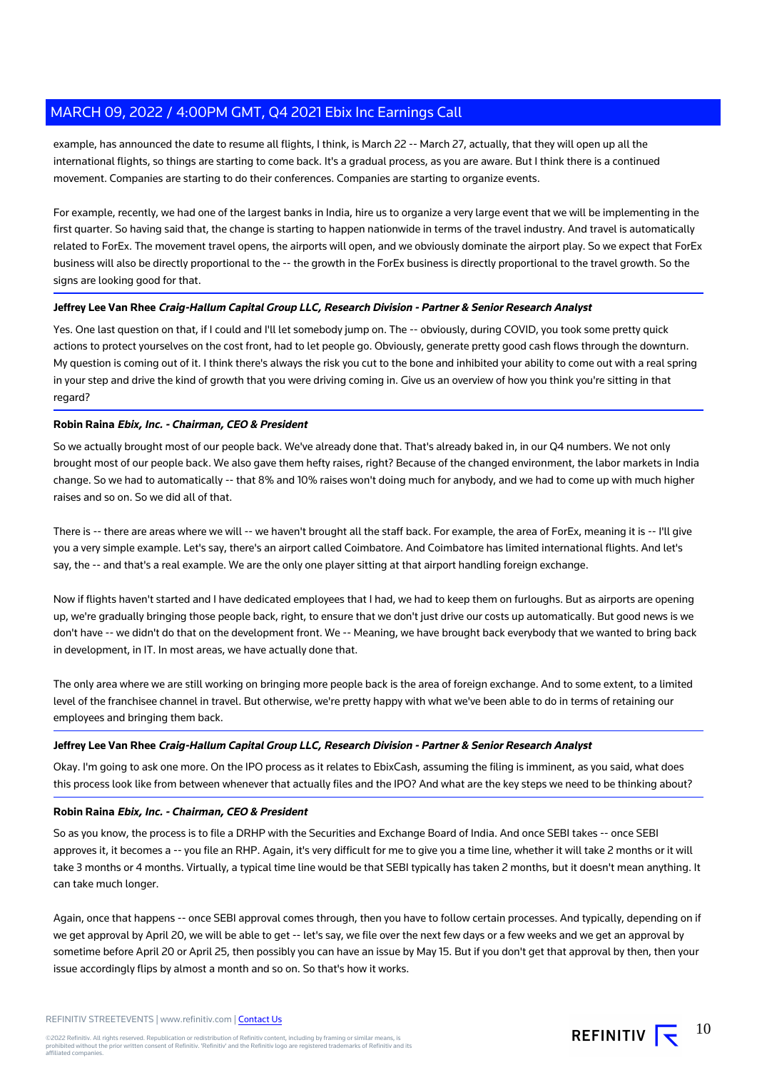example, has announced the date to resume all flights, I think, is March 22 -- March 27, actually, that they will open up all the international flights, so things are starting to come back. It's a gradual process, as you are aware. But I think there is a continued movement. Companies are starting to do their conferences. Companies are starting to organize events.

For example, recently, we had one of the largest banks in India, hire us to organize a very large event that we will be implementing in the first quarter. So having said that, the change is starting to happen nationwide in terms of the travel industry. And travel is automatically related to ForEx. The movement travel opens, the airports will open, and we obviously dominate the airport play. So we expect that ForEx business will also be directly proportional to the -- the growth in the ForEx business is directly proportional to the travel growth. So the signs are looking good for that.

**Jeffrey Lee Van Rhee** ***Craig-Hallum Capital Group LLC, Research Division - Partner & Senior Research Analyst***

Yes. One last question on that, if I could and I'll let somebody jump on. The -- obviously, during COVID, you took some pretty quick actions to protect yourselves on the cost front, had to let people go. Obviously, generate pretty good cash flows through the downturn. My question is coming out of it. I think there's always the risk you cut to the bone and inhibited your ability to come out with a real spring in your step and drive the kind of growth that you were driving coming in. Give us an overview of how you think you're sitting in that regard?

**Robin Raina** ***Ebix, Inc. - Chairman, CEO & President***

So we actually brought most of our people back. We've already done that. That's already baked in, in our Q4 numbers. We not only brought most of our people back. We also gave them hefty raises, right? Because of the changed environment, the labor markets in India change. So we had to automatically -- that 8% and 10% raises won't doing much for anybody, and we had to come up with much higher raises and so on. So we did all of that.

There is -- there are areas where we will -- we haven't brought all the staff back. For example, the area of ForEx, meaning it is -- I'll give you a very simple example. Let's say, there's an airport called Coimbatore. And Coimbatore has limited international flights. And let's say, the -- and that's a real example. We are the only one player sitting at that airport handling foreign exchange.

Now if flights haven't started and I have dedicated employees that I had, we had to keep them on furloughs. But as airports are opening up, we're gradually bringing those people back, right, to ensure that we don't just drive our costs up automatically. But good news is we don't have -- we didn't do that on the development front. We -- Meaning, we have brought back everybody that we wanted to bring back in development, in IT. In most areas, we have actually done that.

The only area where we are still working on bringing more people back is the area of foreign exchange. And to some extent, to a limited level of the franchisee channel in travel. But otherwise, we're pretty happy with what we've been able to do in terms of retaining our employees and bringing them back.

**Jeffrey Lee Van Rhee** ***Craig-Hallum Capital Group LLC, Research Division - Partner & Senior Research Analyst***

Okay. I'm going to ask one more. On the IPO process as it relates to EbixCash, assuming the filing is imminent, as you said, what does this process look like from between whenever that actually files and the IPO? And what are the key steps we need to be thinking about?

**Robin Raina** ***Ebix, Inc. - Chairman, CEO & President***

So as you know, the process is to file a DRHP with the Securities and Exchange Board of India. And once SEBI takes -- once SEBI approves it, it becomes a -- you file an RHP. Again, it's very difficult for me to give you a time line, whether it will take 2 months or it will take 3 months or 4 months. Virtually, a typical time line would be that SEBI typically has taken 2 months, but it doesn't mean anything. It can take much longer.

Again, once that happens -- once SEBI approval comes through, then you have to follow certain processes. And typically, depending on if we get approval by April 20, we will be able to get -- let's say, we file over the next few days or a few weeks and we get an approval by sometime before April 20 or April 25, then possibly you can have an issue by May 15. But if you don't get that approval by then, then your issue accordingly flips by almost a month and so on. So that's how it works.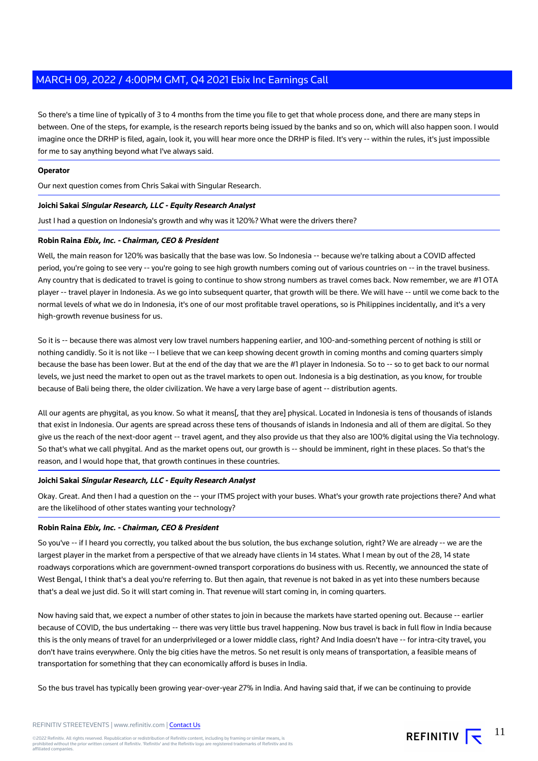So there's a time line of typically of 3 to 4 months from the time you file to get that whole process done, and there are many steps in between. One of the steps, for example, is the research reports being issued by the banks and so on, which will also happen soon. I would imagine once the DRHP is filed, again, look it, you will hear more once the DRHP is filed. It's very -- within the rules, it's just impossible for me to say anything beyond what I've always said.

**Operator**

Our next question comes from Chris Sakai with Singular Research.

**Joichi Sakai** ***Singular Research, LLC - Equity Research Analyst***

Just I had a question on Indonesia's growth and why was it 120%? What were the drivers there?

**Robin Raina** ***Ebix, Inc. - Chairman, CEO & President***

Well, the main reason for 120% was basically that the base was low. So Indonesia -- because we're talking about a COVID affected period, you're going to see very -- you're going to see high growth numbers coming out of various countries on -- in the travel business. Any country that is dedicated to travel is going to continue to show strong numbers as travel comes back. Now remember, we are #1 OTA player -- travel player in Indonesia. As we go into subsequent quarter, that growth will be there. We will have -- until we come back to the normal levels of what we do in Indonesia, it's one of our most profitable travel operations, so is Philippines incidentally, and it's a very high-growth revenue business for us.

So it is -- because there was almost very low travel numbers happening earlier, and 100-and-something percent of nothing is still or nothing candidly. So it is not like -- I believe that we can keep showing decent growth in coming months and coming quarters simply because the base has been lower. But at the end of the day that we are the #1 player in Indonesia. So to -- so to get back to our normal levels, we just need the market to open out as the travel markets to open out. Indonesia is a big destination, as you know, for trouble because of Bali being there, the older civilization. We have a very large base of agent -- distribution agents.

All our agents are phygital, as you know. So what it means[, that they are] physical. Located in Indonesia is tens of thousands of islands that exist in Indonesia. Our agents are spread across these tens of thousands of islands in Indonesia and all of them are digital. So they give us the reach of the next-door agent -- travel agent, and they also provide us that they also are 100% digital using the Via technology. So that's what we call phygital. And as the market opens out, our growth is -- should be imminent, right in these places. So that's the reason, and I would hope that, that growth continues in these countries.

**Joichi Sakai** ***Singular Research, LLC - Equity Research Analyst***

Okay. Great. And then I had a question on the -- your ITMS project with your buses. What's your growth rate projections there? And what are the likelihood of other states wanting your technology?

**Robin Raina** ***Ebix, Inc. - Chairman, CEO & President***

So you've -- if I heard you correctly, you talked about the bus solution, the bus exchange solution, right? We are already -- we are the largest player in the market from a perspective of that we already have clients in 14 states. What I mean by out of the 28, 14 state roadways corporations which are government-owned transport corporations do business with us. Recently, we announced the state of West Bengal, I think that's a deal you're referring to. But then again, that revenue is not baked in as yet into these numbers because that's a deal we just did. So it will start coming in. That revenue will start coming in, in coming quarters.

Now having said that, we expect a number of other states to join in because the markets have started opening out. Because -- earlier because of COVID, the bus undertaking -- there was very little bus travel happening. Now bus travel is back in full flow in India because this is the only means of travel for an underprivileged or a lower middle class, right? And India doesn't have -- for intra-city travel, you don't have trains everywhere. Only the big cities have the metros. So net result is only means of transportation, a feasible means of transportation for something that they can economically afford is buses in India.

So the bus travel has typically been growing year-over-year 27% in India. And having said that, if we can be continuing to provide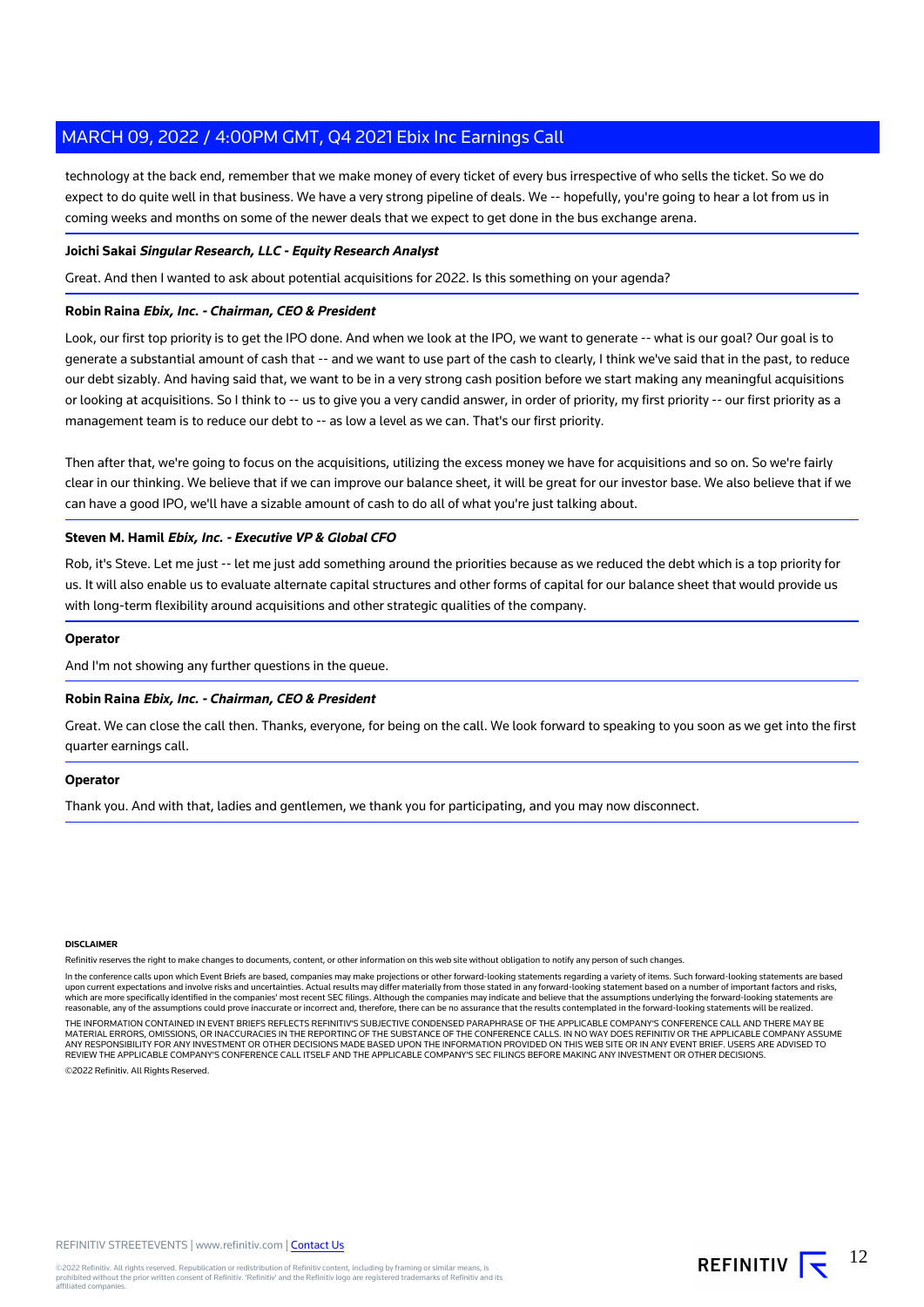technology at the back end, remember that we make money of every ticket of every bus irrespective of who sells the ticket. So we do expect to do quite well in that business. We have a very strong pipeline of deals. We -- hopefully, you're going to hear a lot from us in coming weeks and months on some of the newer deals that we expect to get done in the bus exchange arena.

**Joichi Sakai** ***Singular Research, LLC - Equity Research Analyst***

Great. And then I wanted to ask about potential acquisitions for 2022. Is this something on your agenda?

**Robin Raina** ***Ebix, Inc. - Chairman, CEO & President***

Look, our first top priority is to get the IPO done. And when we look at the IPO, we want to generate -- what is our goal? Our goal is to generate a substantial amount of cash that -- and we want to use part of the cash to clearly, I think we've said that in the past, to reduce our debt sizably. And having said that, we want to be in a very strong cash position before we start making any meaningful acquisitions or looking at acquisitions. So I think to -- us to give you a very candid answer, in order of priority, my first priority -- our first priority as a management team is to reduce our debt to -- as low a level as we can. That's our first priority.

Then after that, we're going to focus on the acquisitions, utilizing the excess money we have for acquisitions and so on. So we're fairly clear in our thinking. We believe that if we can improve our balance sheet, it will be great for our investor base. We also believe that if we can have a good IPO, we'll have a sizable amount of cash to do all of what you're just talking about.

**Steven M. Hamil** ***Ebix, Inc. - Executive VP & Global CFO***

Rob, it's Steve. Let me just -- let me just add something around the priorities because as we reduced the debt which is a top priority for us. It will also enable us to evaluate alternate capital structures and other forms of capital for our balance sheet that would provide us with long-term flexibility around acquisitions and other strategic qualities of the company.

**Operator**

And I'm not showing any further questions in the queue.

**Robin Raina** ***Ebix, Inc. - Chairman, CEO & President***

Great. We can close the call then. Thanks, everyone, for being on the call. We look forward to speaking to you soon as we get into the first quarter earnings call.

**Operator**

Thank you. And with that, ladies and gentlemen, we thank you for participating, and you may now disconnect.

**DISCLAIMER**

Refinitiv reserves the right to make changes to documents, content, or other information on this web site without obligation to notify any person of such changes.

In the conference calls upon which Event Briefs are based, companies may make projections or other forward-looking statements regarding a variety of items. Such forward-looking statements are based upon current expectations and involve risks and uncertainties. Actual results may differ materially from those stated in any forward-looking statement based on a number of important factors and risks, which are more specifically identified in the companies' most recent SEC filings. Although the companies may indicate and believe that the assumptions underlying the forward-looking statements are reasonable, any of the assumptions could prove inaccurate or incorrect and, therefore, there can be no assurance that the results contemplated in the forward-looking statements will be realized.

THE INFORMATION CONTAINED IN EVENT BRIEFS REFLECTS REFINITIV'S SUBJECTIVE CONDENSED PARAPHRASE OF THE APPLICABLE COMPANY'S CONFERENCE CALL AND THERE MAY BE MATERIAL ERRORS, OMISSIONS, OR INACCURACIES IN THE REPORTING OF THE SUBSTANCE OF THE CONFERENCE CALLS. IN NO WAY DOES REFINITIV OR THE APPLICABLE COMPANY ASSUME ANY RESPONSIBILITY FOR ANY INVESTMENT OR OTHER DECISIONS MADE BASED UPON THE INFORMATION PROVIDED ON THIS WEB SITE OR IN ANY EVENT BRIEF. USERS ARE ADVISED TO REVIEW THE APPLICABLE COMPANY'S CONFERENCE CALL ITSELF AND THE APPLICABLE COMPANY'S SEC FILINGS BEFORE MAKING ANY INVESTMENT OR OTHER DECISIONS.

©2022 Refinitiv. All Rights Reserved.